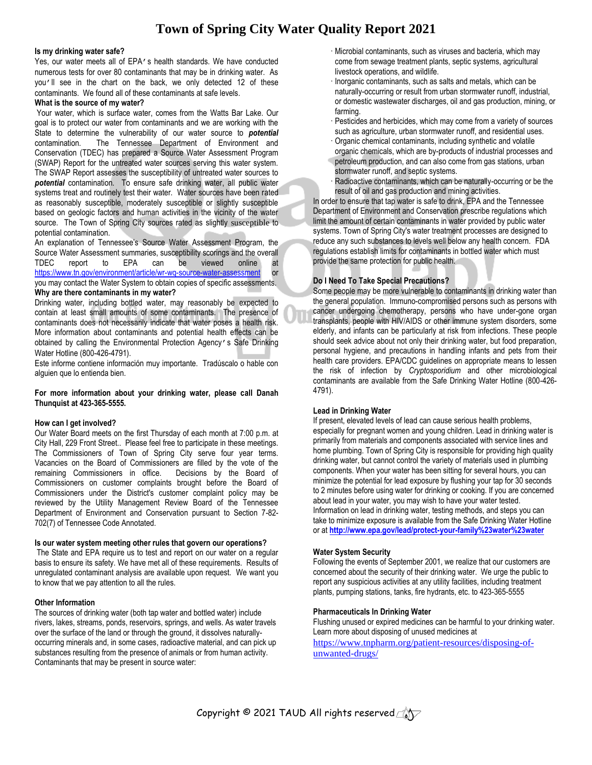# Town of Spring City Water Quality Report 2021

**Is my drinking water safe?**

Yes, our water meets all of EPA's health standards. We have conducted numerous tests for over 80 contaminants that may be in drinking water. As you'll see in the chart on the back, we only detected 12 of these contaminants. We found all of these contaminants at safe levels.

**What is the source of my water?**

Your water, which is surface water, comes from the Watts Bar Lake. Our goal is to protect our water from contaminants and we are working with the State to determine the vulnerability of our water source to ***potential*** contamination. The Tennessee Department of Environment and Conservation (TDEC) has prepared a Source Water Assessment Program (SWAP) Report for the untreated water sources serving this water system. The SWAP Report assesses the susceptibility of untreated water sources to ***potential*** contamination. To ensure safe drinking water, all public water systems treat and routinely test their water. Water sources have been rated as reasonably susceptible, moderately susceptible or slightly susceptible based on geologic factors and human activities in the vicinity of the water source. The Town of Spring City sources rated as slightly susceptible to potential contamination.

An explanation of Tennessee's Source Water Assessment Program, the Source Water Assessment summaries, susceptibility scorings and the overall TDEC report to EPA can be viewed online at https://www.tn.gov/environment/article/wr-wq-source-water-assessment or you may contact the Water System to obtain copies of specific assessments.

**Why are there contaminants in my water?**

Drinking water, including bottled water, may reasonably be expected to contain at least small amounts of some contaminants. The presence of contaminants does not necessarily indicate that water poses a health risk. More information about contaminants and potential health effects can be obtained by calling the Environmental Protection Agency's Safe Drinking Water Hotline (800-426-4791).

Este informe contiene información muy importante. Tradúscalo o hable con alguien que lo entienda bien.

**For more information about your drinking water, please call Danah Thunquist at 423-365-5555.**

**How can I get involved?**

Our Water Board meets on the first Thursday of each month at 7:00 p.m. at City Hall, 229 Front Street.. Please feel free to participate in these meetings. The Commissioners of Town of Spring City serve four year terms. Vacancies on the Board of Commissioners are filled by the vote of the remaining Commissioners in office. Decisions by the Board of Commissioners on customer complaints brought before the Board of Commissioners under the District's customer complaint policy may be reviewed by the Utility Management Review Board of the Tennessee Department of Environment and Conservation pursuant to Section 7-82-702(7) of Tennessee Code Annotated.

**Is our water system meeting other rules that govern our operations?**

The State and EPA require us to test and report on our water on a regular basis to ensure its safety. We have met all of these requirements. Results of unregulated contaminant analysis are available upon request. We want you to know that we pay attention to all the rules.

**Other Information**

The sources of drinking water (both tap water and bottled water) include rivers, lakes, streams, ponds, reservoirs, springs, and wells. As water travels over the surface of the land or through the ground, it dissolves naturally-occurring minerals and, in some cases, radioactive material, and can pick up substances resulting from the presence of animals or from human activity. Contaminants that may be present in source water:

- Microbial contaminants, such as viruses and bacteria, which may come from sewage treatment plants, septic systems, agricultural livestock operations, and wildlife.
- Inorganic contaminants, such as salts and metals, which can be naturally-occurring or result from urban stormwater runoff, industrial, or domestic wastewater discharges, oil and gas production, mining, or farming.
- Pesticides and herbicides, which may come from a variety of sources such as agriculture, urban stormwater runoff, and residential uses.
- Organic chemical contaminants, including synthetic and volatile organic chemicals, which are by-products of industrial processes and petroleum production, and can also come from gas stations, urban stormwater runoff, and septic systems.
- Radioactive contaminants, which can be naturally-occurring or be the result of oil and gas production and mining activities.

In order to ensure that tap water is safe to drink, EPA and the Tennessee Department of Environment and Conservation prescribe regulations which limit the amount of certain contaminants in water provided by public water systems. Town of Spring City's water treatment processes are designed to reduce any such substances to levels well below any health concern. FDA regulations establish limits for contaminants in bottled water which must provide the same protection for public health.

**Do I Need To Take Special Precautions?**

Some people may be more vulnerable to contaminants in drinking water than the general population. Immuno-compromised persons such as persons with cancer undergoing chemotherapy, persons who have under-gone organ transplants, people with HIV/AIDS or other immune system disorders, some elderly, and infants can be particularly at risk from infections. These people should seek advice about not only their drinking water, but food preparation, personal hygiene, and precautions in handling infants and pets from their health care providers. EPA/CDC guidelines on appropriate means to lessen the risk of infection by *Cryptosporidium* and other microbiological contaminants are available from the Safe Drinking Water Hotline (800-426-4791).

**Lead in Drinking Water**

If present, elevated levels of lead can cause serious health problems, especially for pregnant women and young children. Lead in drinking water is primarily from materials and components associated with service lines and home plumbing. Town of Spring City is responsible for providing high quality drinking water, but cannot control the variety of materials used in plumbing components. When your water has been sitting for several hours, you can minimize the potential for lead exposure by flushing your tap for 30 seconds to 2 minutes before using water for drinking or cooking. If you are concerned about lead in your water, you may wish to have your water tested. Information on lead in drinking water, testing methods, and steps you can take to minimize exposure is available from the Safe Drinking Water Hotline or at **http://www.epa.gov/lead/protect-your-family%23water%23water**

**Water System Security**

Following the events of September 2001, we realize that our customers are concerned about the security of their drinking water. We urge the public to report any suspicious activities at any utility facilities, including treatment plants, pumping stations, tanks, fire hydrants, etc. to 423-365-5555

**Pharmaceuticals In Drinking Water**

Flushing unused or expired medicines can be harmful to your drinking water. Learn more about disposing of unused medicines at https://www.tnpharm.org/patient-resources/disposing-of-unwanted-drugs/

Copyright © 2021 TAUD All rights reserved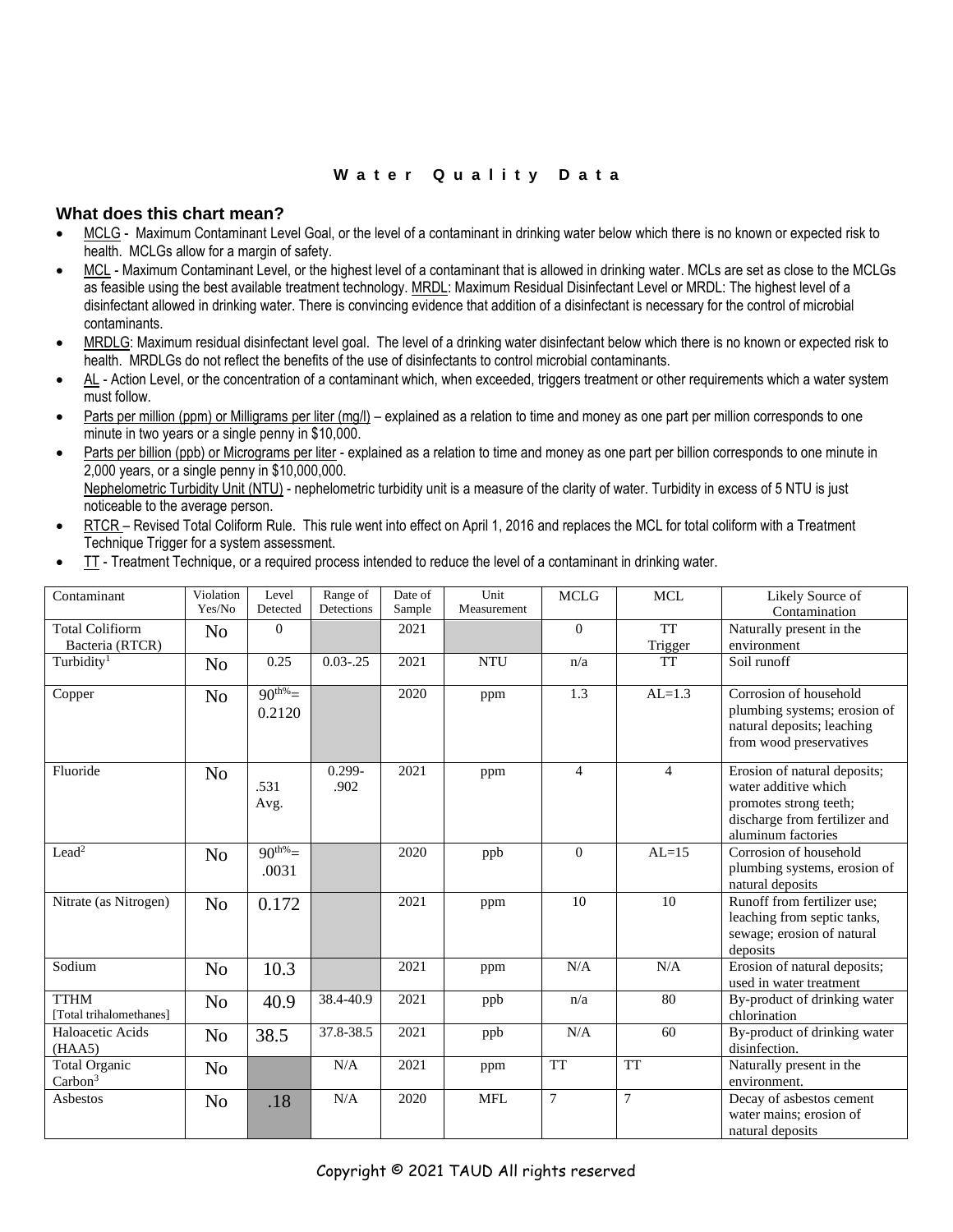**W a t e r   Q u a l i t y   D a t a**

### What does this chart mean?

- MCLG - Maximum Contaminant Level Goal, or the level of a contaminant in drinking water below which there is no known or expected risk to health. MCLGs allow for a margin of safety.
- MCL - Maximum Contaminant Level, or the highest level of a contaminant that is allowed in drinking water. MCLs are set as close to the MCLGs as feasible using the best available treatment technology. MRDL: Maximum Residual Disinfectant Level or MRDL: The highest level of a disinfectant allowed in drinking water. There is convincing evidence that addition of a disinfectant is necessary for the control of microbial contaminants.
- MRDLG: Maximum residual disinfectant level goal. The level of a drinking water disinfectant below which there is no known or expected risk to health. MRDLGs do not reflect the benefits of the use of disinfectants to control microbial contaminants.
- AL - Action Level, or the concentration of a contaminant which, when exceeded, triggers treatment or other requirements which a water system must follow.
- Parts per million (ppm) or Milligrams per liter (mg/l) – explained as a relation to time and money as one part per million corresponds to one minute in two years or a single penny in $10,000.
- Parts per billion (ppb) or Micrograms per liter - explained as a relation to time and money as one part per billion corresponds to one minute in 2,000 years, or a single penny in $10,000,000.
  Nephelometric Turbidity Unit (NTU) - nephelometric turbidity unit is a measure of the clarity of water. Turbidity in excess of 5 NTU is just noticeable to the average person.
- RTCR – Revised Total Coliform Rule. This rule went into effect on April 1, 2016 and replaces the MCL for total coliform with a Treatment Technique Trigger for a system assessment.
- TT - Treatment Technique, or a required process intended to reduce the level of a contaminant in drinking water.

| Contaminant | Violation Yes/No | Level Detected | Range of Detections | Date of Sample | Unit Measurement | MCLG | MCL | Likely Source of Contamination |
|---|---|---|---|---|---|---|---|---|
| Total Coliform Bacteria (RTCR) | No | 0 | | 2021 | | 0 | TT Trigger | Naturally present in the environment |
| Turbidity[1] | No | 0.25 | 0.03-.25 | 2021 | NTU | n/a | TT | Soil runoff |
| Copper | No | $90^{th\%}$= 0.2120 | | 2020 | ppm | 1.3 | AL=1.3 | Corrosion of household plumbing systems; erosion of natural deposits; leaching from wood preservatives |
| Fluoride | No | .531 Avg. | 0.299-.902 | 2021 | ppm | 4 | 4 | Erosion of natural deposits; water additive which promotes strong teeth; discharge from fertilizer and aluminum factories |
| Lead[2] | No | $90^{th\%}$= .0031 | | 2020 | ppb | 0 | AL=15 | Corrosion of household plumbing systems, erosion of natural deposits |
| Nitrate (as Nitrogen) | No | 0.172 | | 2021 | ppm | 10 | 10 | Runoff from fertilizer use; leaching from septic tanks, sewage; erosion of natural deposits |
| Sodium | No | 10.3 | | 2021 | ppm | N/A | N/A | Erosion of natural deposits; used in water treatment |
| TTHM [Total trihalomethanes] | No | 40.9 | 38.4-40.9 | 2021 | ppb | n/a | 80 | By-product of drinking water chlorination |
| Haloacetic Acids (HAA5) | No | 38.5 | 37.8-38.5 | 2021 | ppb | N/A | 60 | By-product of drinking water disinfection. |
| Total Organic Carbon[3] | No | | N/A | 2021 | ppm | TT | TT | Naturally present in the environment. |
| Asbestos | No | .18 | N/A | 2020 | MFL | 7 | 7 | Decay of asbestos cement water mains; erosion of natural deposits |

Copyright © 2021 TAUD All rights reserved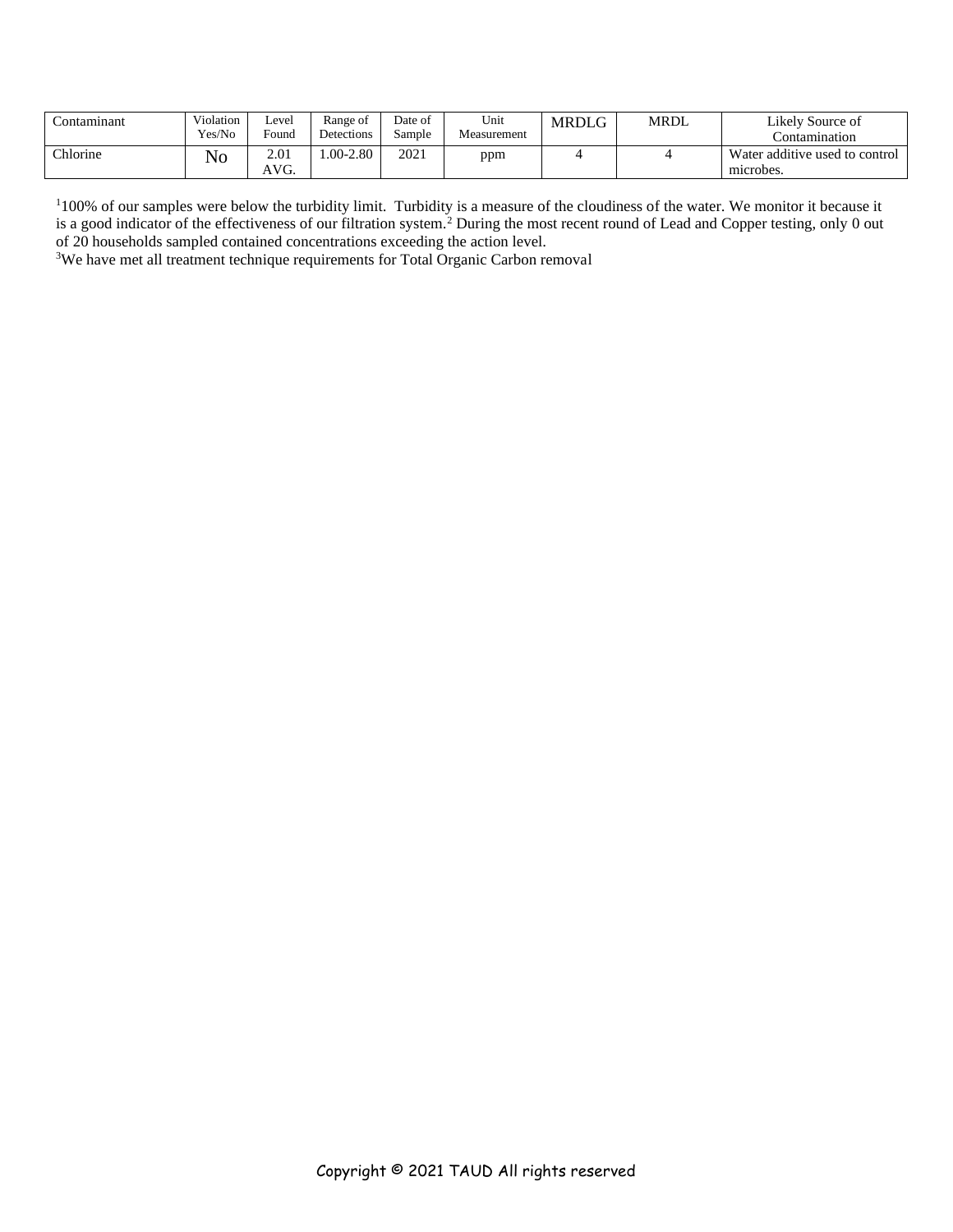| Contaminant | Violation Yes/No | Level Found | Range of Detections | Date of Sample | Unit Measurement | MRDLG | MRDL | Likely Source of Contamination |
|---|---|---|---|---|---|---|---|---|
| Chlorine | No | 2.01 AVG. | 1.00-2.80 | 2021 | ppm | 4 | 4 | Water additive used to control microbes. |

[1]100% of our samples were below the turbidity limit. Turbidity is a measure of the cloudiness of the water. We monitor it because it is a good indicator of the effectiveness of our filtration system.[2] During the most recent round of Lead and Copper testing, only 0 out of 20 households sampled contained concentrations exceeding the action level.

[3]We have met all treatment technique requirements for Total Organic Carbon removal

Copyright © 2021 TAUD All rights reserved